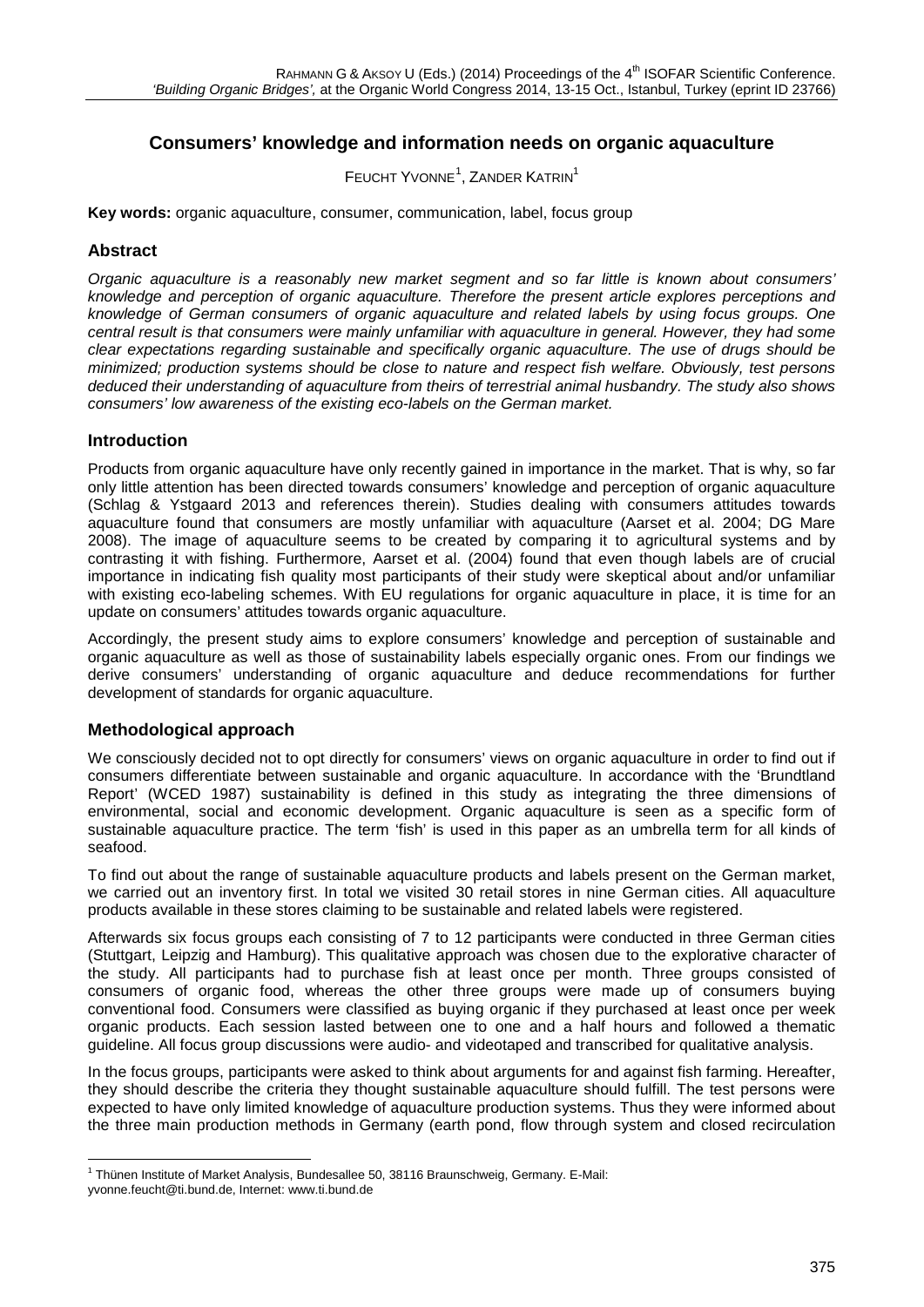# Consumers' knowledge and information needs on organic aquaculture

FEUCHT YVONNE[1], ZANDER KATRIN[1]

**Key words:** organic aquaculture, consumer, communication, label, focus group

## Abstract

*Organic aquaculture is a reasonably new market segment and so far little is known about consumers' knowledge and perception of organic aquaculture. Therefore the present article explores perceptions and knowledge of German consumers of organic aquaculture and related labels by using focus groups. One central result is that consumers were mainly unfamiliar with aquaculture in general. However, they had some clear expectations regarding sustainable and specifically organic aquaculture. The use of drugs should be minimized; production systems should be close to nature and respect fish welfare. Obviously, test persons deduced their understanding of aquaculture from theirs of terrestrial animal husbandry. The study also shows consumers' low awareness of the existing eco-labels on the German market.*

## Introduction

Products from organic aquaculture have only recently gained in importance in the market. That is why, so far only little attention has been directed towards consumers' knowledge and perception of organic aquaculture (Schlag & Ystgaard 2013 and references therein). Studies dealing with consumers attitudes towards aquaculture found that consumers are mostly unfamiliar with aquaculture (Aarset et al. 2004; DG Mare 2008). The image of aquaculture seems to be created by comparing it to agricultural systems and by contrasting it with fishing. Furthermore, Aarset et al. (2004) found that even though labels are of crucial importance in indicating fish quality most participants of their study were skeptical about and/or unfamiliar with existing eco-labeling schemes. With EU regulations for organic aquaculture in place, it is time for an update on consumers' attitudes towards organic aquaculture.

Accordingly, the present study aims to explore consumers' knowledge and perception of sustainable and organic aquaculture as well as those of sustainability labels especially organic ones. From our findings we derive consumers' understanding of organic aquaculture and deduce recommendations for further development of standards for organic aquaculture.

## Methodological approach

We consciously decided not to opt directly for consumers' views on organic aquaculture in order to find out if consumers differentiate between sustainable and organic aquaculture. In accordance with the 'Brundtland Report' (WCED 1987) sustainability is defined in this study as integrating the three dimensions of environmental, social and economic development. Organic aquaculture is seen as a specific form of sustainable aquaculture practice. The term 'fish' is used in this paper as an umbrella term for all kinds of seafood.

To find out about the range of sustainable aquaculture products and labels present on the German market, we carried out an inventory first. In total we visited 30 retail stores in nine German cities. All aquaculture products available in these stores claiming to be sustainable and related labels were registered.

Afterwards six focus groups each consisting of 7 to 12 participants were conducted in three German cities (Stuttgart, Leipzig and Hamburg). This qualitative approach was chosen due to the explorative character of the study. All participants had to purchase fish at least once per month. Three groups consisted of consumers of organic food, whereas the other three groups were made up of consumers buying conventional food. Consumers were classified as buying organic if they purchased at least once per week organic products. Each session lasted between one to one and a half hours and followed a thematic guideline. All focus group discussions were audio- and videotaped and transcribed for qualitative analysis.

In the focus groups, participants were asked to think about arguments for and against fish farming. Hereafter, they should describe the criteria they thought sustainable aquaculture should fulfill. The test persons were expected to have only limited knowledge of aquaculture production systems. Thus they were informed about the three main production methods in Germany (earth pond, flow through system and closed recirculation

[1] Thünen Institute of Market Analysis, Bundesallee 50, 38116 Braunschweig, Germany. E-Mail: yvonne.feucht@ti.bund.de, Internet: www.ti.bund.de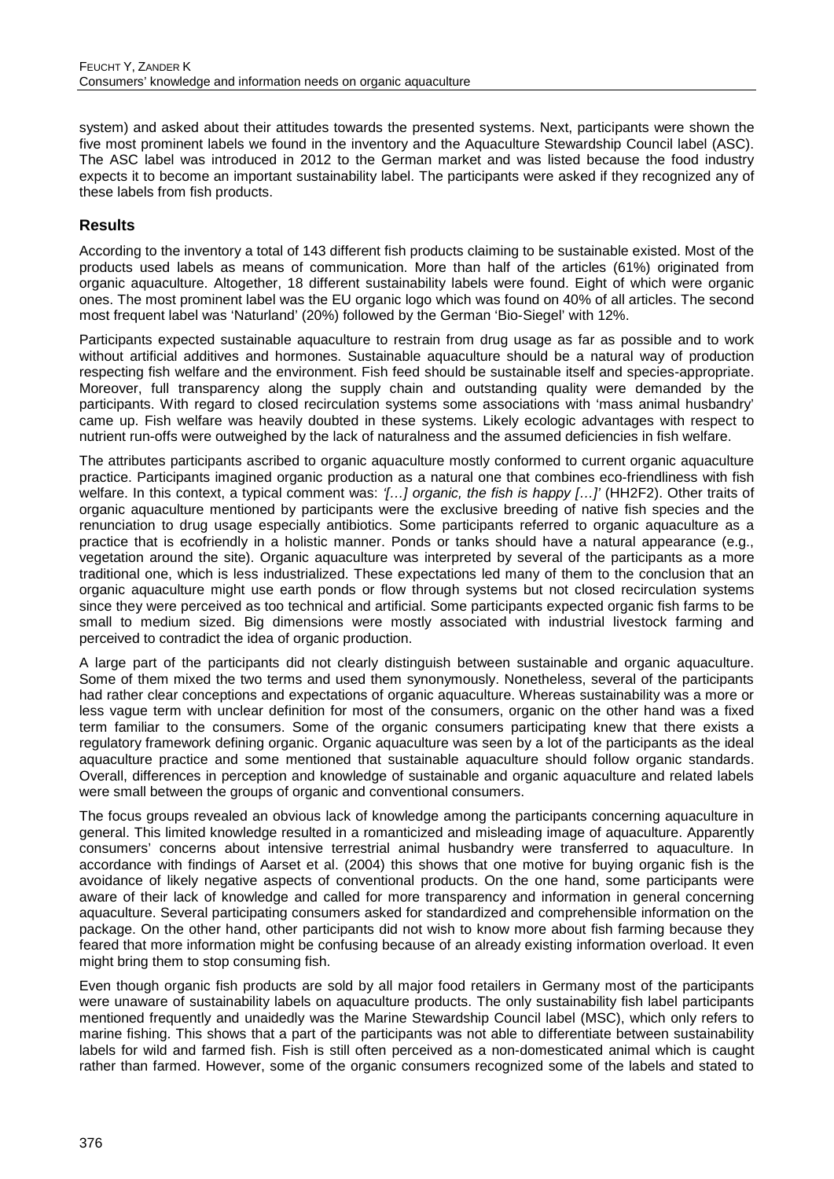system) and asked about their attitudes towards the presented systems. Next, participants were shown the five most prominent labels we found in the inventory and the Aquaculture Stewardship Council label (ASC). The ASC label was introduced in 2012 to the German market and was listed because the food industry expects it to become an important sustainability label. The participants were asked if they recognized any of these labels from fish products.

## Results

According to the inventory a total of 143 different fish products claiming to be sustainable existed. Most of the products used labels as means of communication. More than half of the articles (61%) originated from organic aquaculture. Altogether, 18 different sustainability labels were found. Eight of which were organic ones. The most prominent label was the EU organic logo which was found on 40% of all articles. The second most frequent label was 'Naturland' (20%) followed by the German 'Bio-Siegel' with 12%.

Participants expected sustainable aquaculture to restrain from drug usage as far as possible and to work without artificial additives and hormones. Sustainable aquaculture should be a natural way of production respecting fish welfare and the environment. Fish feed should be sustainable itself and species-appropriate. Moreover, full transparency along the supply chain and outstanding quality were demanded by the participants. With regard to closed recirculation systems some associations with 'mass animal husbandry' came up. Fish welfare was heavily doubted in these systems. Likely ecologic advantages with respect to nutrient run-offs were outweighed by the lack of naturalness and the assumed deficiencies in fish welfare.

The attributes participants ascribed to organic aquaculture mostly conformed to current organic aquaculture practice. Participants imagined organic production as a natural one that combines eco-friendliness with fish welfare. In this context, a typical comment was: *'[…] organic, the fish is happy […]'* (HH2F2). Other traits of organic aquaculture mentioned by participants were the exclusive breeding of native fish species and the renunciation to drug usage especially antibiotics. Some participants referred to organic aquaculture as a practice that is ecofriendly in a holistic manner. Ponds or tanks should have a natural appearance (e.g., vegetation around the site). Organic aquaculture was interpreted by several of the participants as a more traditional one, which is less industrialized. These expectations led many of them to the conclusion that an organic aquaculture might use earth ponds or flow through systems but not closed recirculation systems since they were perceived as too technical and artificial. Some participants expected organic fish farms to be small to medium sized. Big dimensions were mostly associated with industrial livestock farming and perceived to contradict the idea of organic production.

A large part of the participants did not clearly distinguish between sustainable and organic aquaculture. Some of them mixed the two terms and used them synonymously. Nonetheless, several of the participants had rather clear conceptions and expectations of organic aquaculture. Whereas sustainability was a more or less vague term with unclear definition for most of the consumers, organic on the other hand was a fixed term familiar to the consumers. Some of the organic consumers participating knew that there exists a regulatory framework defining organic. Organic aquaculture was seen by a lot of the participants as the ideal aquaculture practice and some mentioned that sustainable aquaculture should follow organic standards. Overall, differences in perception and knowledge of sustainable and organic aquaculture and related labels were small between the groups of organic and conventional consumers.

The focus groups revealed an obvious lack of knowledge among the participants concerning aquaculture in general. This limited knowledge resulted in a romanticized and misleading image of aquaculture. Apparently consumers' concerns about intensive terrestrial animal husbandry were transferred to aquaculture. In accordance with findings of Aarset et al. (2004) this shows that one motive for buying organic fish is the avoidance of likely negative aspects of conventional products. On the one hand, some participants were aware of their lack of knowledge and called for more transparency and information in general concerning aquaculture. Several participating consumers asked for standardized and comprehensible information on the package. On the other hand, other participants did not wish to know more about fish farming because they feared that more information might be confusing because of an already existing information overload. It even might bring them to stop consuming fish.

Even though organic fish products are sold by all major food retailers in Germany most of the participants were unaware of sustainability labels on aquaculture products. The only sustainability fish label participants mentioned frequently and unaidedly was the Marine Stewardship Council label (MSC), which only refers to marine fishing. This shows that a part of the participants was not able to differentiate between sustainability labels for wild and farmed fish. Fish is still often perceived as a non-domesticated animal which is caught rather than farmed. However, some of the organic consumers recognized some of the labels and stated to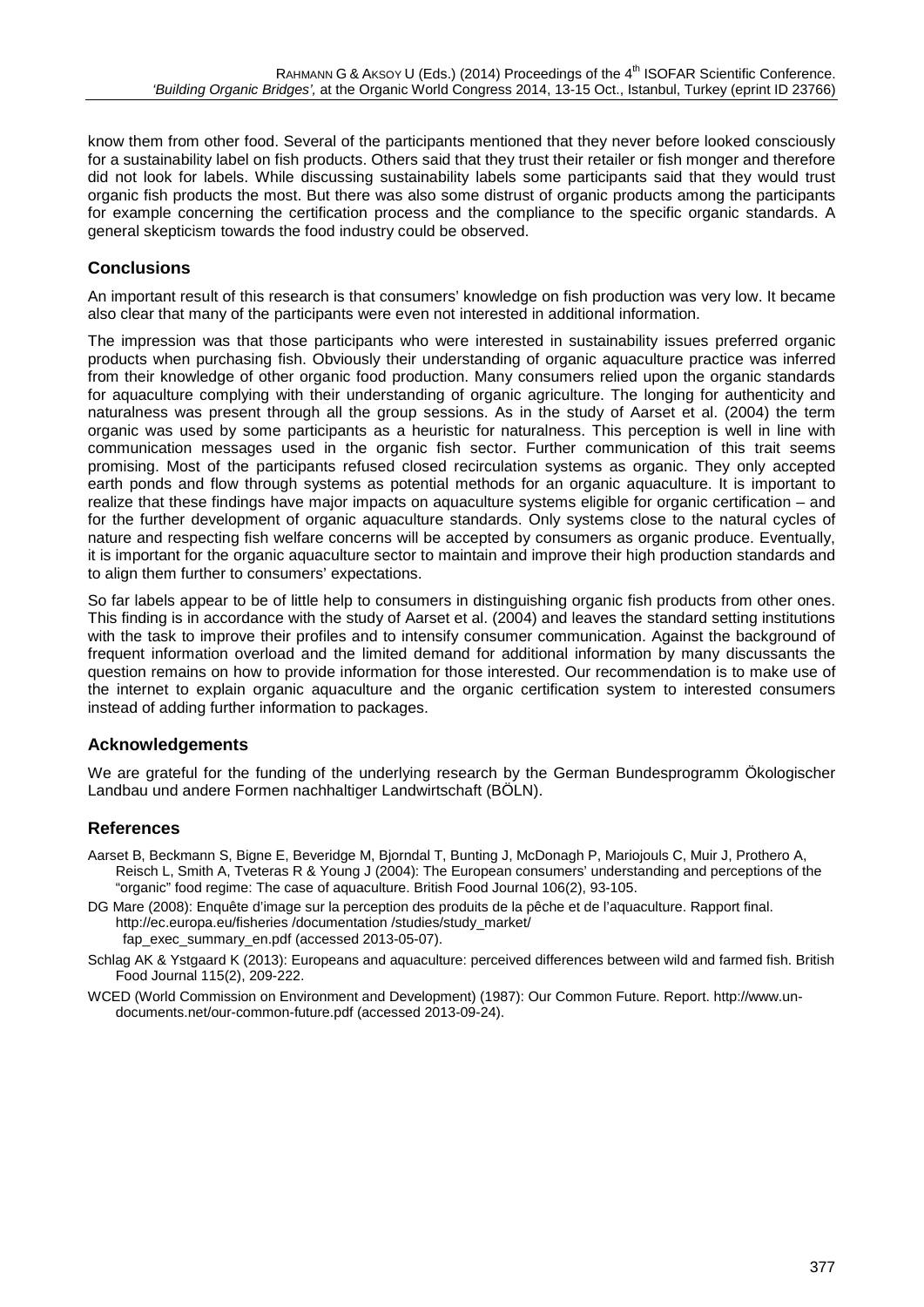know them from other food. Several of the participants mentioned that they never before looked consciously for a sustainability label on fish products. Others said that they trust their retailer or fish monger and therefore did not look for labels. While discussing sustainability labels some participants said that they would trust organic fish products the most. But there was also some distrust of organic products among the participants for example concerning the certification process and the compliance to the specific organic standards. A general skepticism towards the food industry could be observed.

## Conclusions

An important result of this research is that consumers' knowledge on fish production was very low. It became also clear that many of the participants were even not interested in additional information.

The impression was that those participants who were interested in sustainability issues preferred organic products when purchasing fish. Obviously their understanding of organic aquaculture practice was inferred from their knowledge of other organic food production. Many consumers relied upon the organic standards for aquaculture complying with their understanding of organic agriculture. The longing for authenticity and naturalness was present through all the group sessions. As in the study of Aarset et al. (2004) the term organic was used by some participants as a heuristic for naturalness. This perception is well in line with communication messages used in the organic fish sector. Further communication of this trait seems promising. Most of the participants refused closed recirculation systems as organic. They only accepted earth ponds and flow through systems as potential methods for an organic aquaculture. It is important to realize that these findings have major impacts on aquaculture systems eligible for organic certification – and for the further development of organic aquaculture standards. Only systems close to the natural cycles of nature and respecting fish welfare concerns will be accepted by consumers as organic produce. Eventually, it is important for the organic aquaculture sector to maintain and improve their high production standards and to align them further to consumers' expectations.

So far labels appear to be of little help to consumers in distinguishing organic fish products from other ones. This finding is in accordance with the study of Aarset et al. (2004) and leaves the standard setting institutions with the task to improve their profiles and to intensify consumer communication. Against the background of frequent information overload and the limited demand for additional information by many discussants the question remains on how to provide information for those interested. Our recommendation is to make use of the internet to explain organic aquaculture and the organic certification system to interested consumers instead of adding further information to packages.

## Acknowledgements

We are grateful for the funding of the underlying research by the German Bundesprogramm Ökologischer Landbau und andere Formen nachhaltiger Landwirtschaft (BÖLN).

## References

Aarset B, Beckmann S, Bigne E, Beveridge M, Bjorndal T, Bunting J, McDonagh P, Mariojouls C, Muir J, Prothero A, Reisch L, Smith A, Tveteras R & Young J (2004): The European consumers' understanding and perceptions of the "organic" food regime: The case of aquaculture. British Food Journal 106(2), 93-105.

DG Mare (2008): Enquête d'image sur la perception des produits de la pêche et de l'aquaculture. Rapport final. http://ec.europa.eu/fisheries /documentation /studies/study_market/ fap_exec_summary_en.pdf (accessed 2013-05-07).

Schlag AK & Ystgaard K (2013): Europeans and aquaculture: perceived differences between wild and farmed fish. British Food Journal 115(2), 209-222.

WCED (World Commission on Environment and Development) (1987): Our Common Future. Report. http://www.un-documents.net/our-common-future.pdf (accessed 2013-09-24).